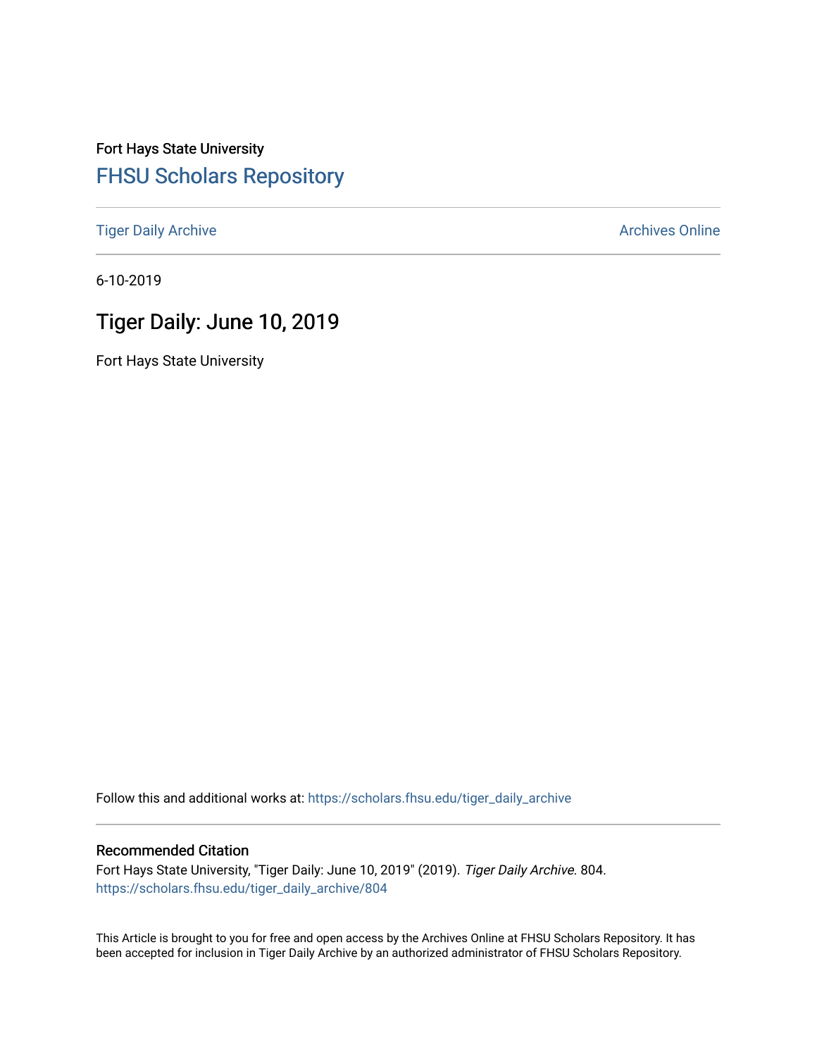Fort Hays State University

## FHSU Scholars Repository

Tiger Daily Archive

Archives Online

6-10-2019

# Tiger Daily: June 10, 2019

Fort Hays State University

Follow this and additional works at: https://scholars.fhsu.edu/tiger_daily_archive

### Recommended Citation

Fort Hays State University, "Tiger Daily: June 10, 2019" (2019). *Tiger Daily Archive*. 804.
https://scholars.fhsu.edu/tiger_daily_archive/804

This Article is brought to you for free and open access by the Archives Online at FHSU Scholars Repository. It has been accepted for inclusion in Tiger Daily Archive by an authorized administrator of FHSU Scholars Repository.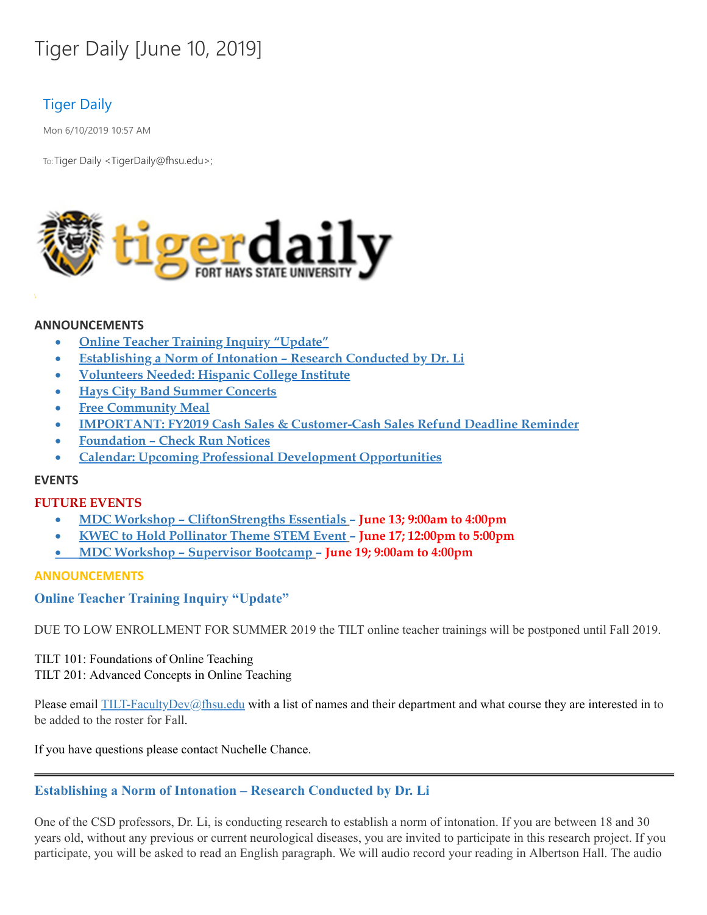# Tiger Daily [June 10, 2019]

Tiger Daily

Mon 6/10/2019 10:57 AM

To: Tiger Daily <TigerDaily@fhsu.edu>;

tigerdaily FORT HAYS STATE UNIVERSITY

**ANNOUNCEMENTS**

- Online Teacher Training Inquiry "Update"
- Establishing a Norm of Intonation – Research Conducted by Dr. Li
- Volunteers Needed: Hispanic College Institute
- Hays City Band Summer Concerts
- Free Community Meal
- IMPORTANT: FY2019 Cash Sales & Customer-Cash Sales Refund Deadline Reminder
- Foundation – Check Run Notices
- Calendar: Upcoming Professional Development Opportunities

**EVENTS**

**FUTURE EVENTS**

- MDC Workshop – CliftonStrengths Essentials – **June 13; 9:00am to 4:00pm**
- KWEC to Hold Pollinator Theme STEM Event – **June 17; 12:00pm to 5:00pm**
- MDC Workshop – Supervisor Bootcamp – **June 19; 9:00am to 4:00pm**

**ANNOUNCEMENTS**

### Online Teacher Training Inquiry "Update"

DUE TO LOW ENROLLMENT FOR SUMMER 2019 the TILT online teacher trainings will be postponed until Fall 2019.

TILT 101: Foundations of Online Teaching
TILT 201: Advanced Concepts in Online Teaching

Please email TILT-FacultyDev@fhsu.edu with a list of names and their department and what course they are interested in to be added to the roster for Fall.

If you have questions please contact Nuchelle Chance.

---

### Establishing a Norm of Intonation – Research Conducted by Dr. Li

One of the CSD professors, Dr. Li, is conducting research to establish a norm of intonation. If you are between 18 and 30 years old, without any previous or current neurological diseases, you are invited to participate in this research project. If you participate, you will be asked to read an English paragraph. We will audio record your reading in Albertson Hall. The audio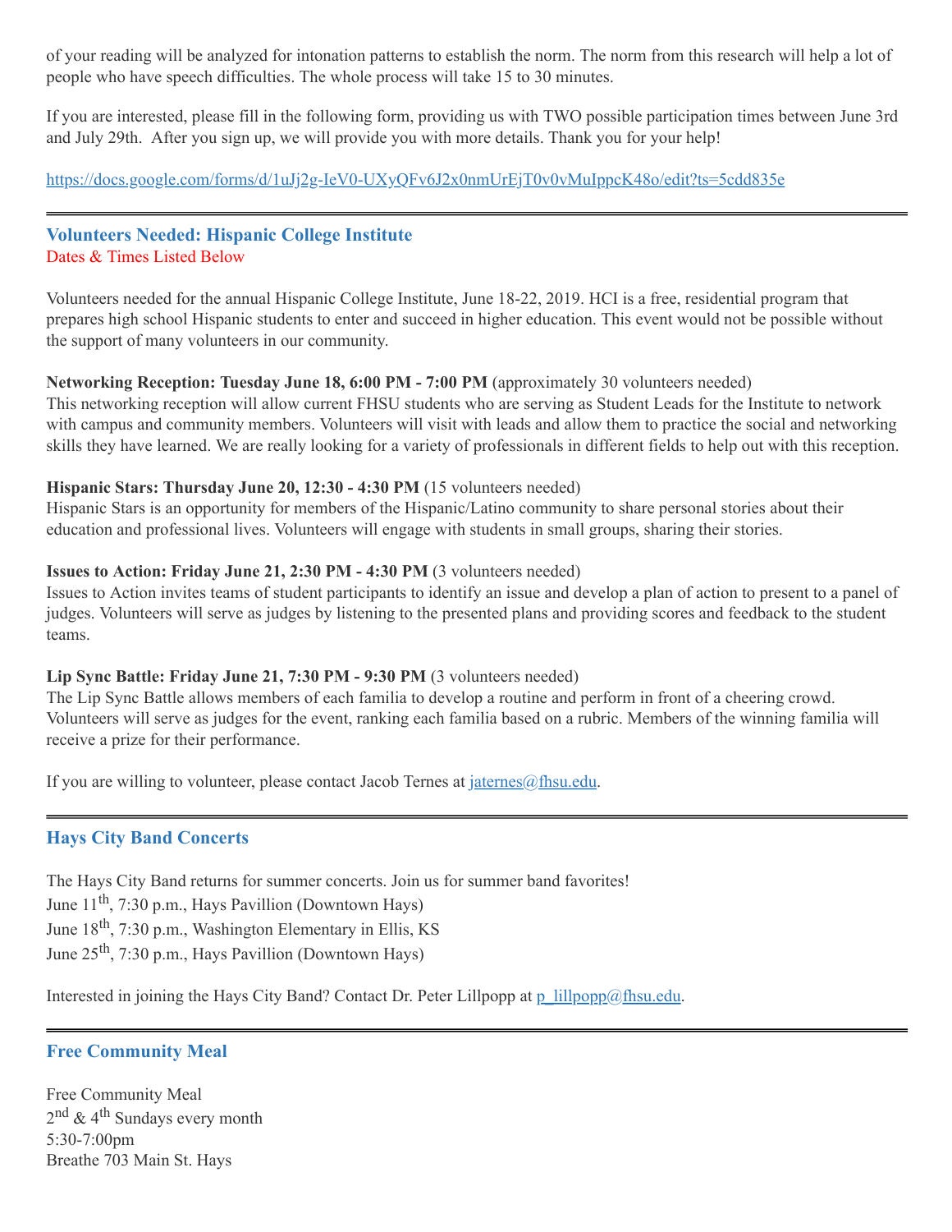of your reading will be analyzed for intonation patterns to establish the norm. The norm from this research will help a lot of people who have speech difficulties. The whole process will take 15 to 30 minutes.

If you are interested, please fill in the following form, providing us with TWO possible participation times between June 3rd and July 29th. After you sign up, we will provide you with more details. Thank you for your help!

https://docs.google.com/forms/d/1uJj2g-IeV0-UXyQFv6J2x0nmUrEjT0v0vMuIppcK48o/edit?ts=5cdd835e

---

## Volunteers Needed: Hispanic College Institute

Dates & Times Listed Below

Volunteers needed for the annual Hispanic College Institute, June 18-22, 2019. HCI is a free, residential program that prepares high school Hispanic students to enter and succeed in higher education. This event would not be possible without the support of many volunteers in our community.

**Networking Reception: Tuesday June 18, 6:00 PM - 7:00 PM** (approximately 30 volunteers needed)
This networking reception will allow current FHSU students who are serving as Student Leads for the Institute to network with campus and community members. Volunteers will visit with leads and allow them to practice the social and networking skills they have learned. We are really looking for a variety of professionals in different fields to help out with this reception.

**Hispanic Stars: Thursday June 20, 12:30 - 4:30 PM** (15 volunteers needed)
Hispanic Stars is an opportunity for members of the Hispanic/Latino community to share personal stories about their education and professional lives. Volunteers will engage with students in small groups, sharing their stories.

**Issues to Action: Friday June 21, 2:30 PM - 4:30 PM** (3 volunteers needed)
Issues to Action invites teams of student participants to identify an issue and develop a plan of action to present to a panel of judges. Volunteers will serve as judges by listening to the presented plans and providing scores and feedback to the student teams.

**Lip Sync Battle: Friday June 21, 7:30 PM - 9:30 PM** (3 volunteers needed)
The Lip Sync Battle allows members of each familia to develop a routine and perform in front of a cheering crowd. Volunteers will serve as judges for the event, ranking each familia based on a rubric. Members of the winning familia will receive a prize for their performance.

If you are willing to volunteer, please contact Jacob Ternes at jaternes@fhsu.edu.

---

## Hays City Band Concerts

The Hays City Band returns for summer concerts. Join us for summer band favorites!
June 11th, 7:30 p.m., Hays Pavillion (Downtown Hays)
June 18th, 7:30 p.m., Washington Elementary in Ellis, KS
June 25th, 7:30 p.m., Hays Pavillion (Downtown Hays)

Interested in joining the Hays City Band? Contact Dr. Peter Lillpopp at p_lillpopp@fhsu.edu.

---

## Free Community Meal

Free Community Meal
2nd & 4th Sundays every month
5:30-7:00pm
Breathe 703 Main St. Hays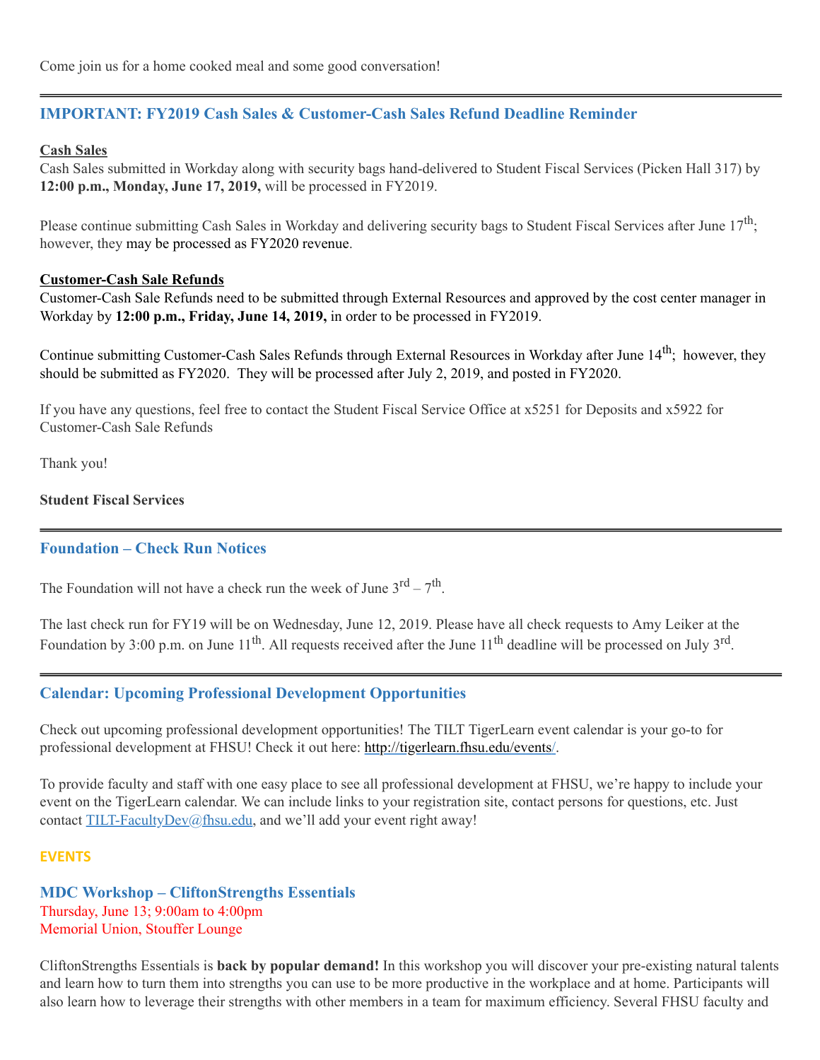Come join us for a home cooked meal and some good conversation!

---

## IMPORTANT: FY2019 Cash Sales & Customer-Cash Sales Refund Deadline Reminder

**Cash Sales**

Cash Sales submitted in Workday along with security bags hand-delivered to Student Fiscal Services (Picken Hall 317) by **12:00 p.m., Monday, June 17, 2019,** will be processed in FY2019.

Please continue submitting Cash Sales in Workday and delivering security bags to Student Fiscal Services after June 17th; however, they may be processed as FY2020 revenue.

**Customer-Cash Sale Refunds**

Customer-Cash Sale Refunds need to be submitted through External Resources and approved by the cost center manager in Workday by **12:00 p.m., Friday, June 14, 2019,** in order to be processed in FY2019.

Continue submitting Customer-Cash Sales Refunds through External Resources in Workday after June 14th; however, they should be submitted as FY2020. They will be processed after July 2, 2019, and posted in FY2020.

If you have any questions, feel free to contact the Student Fiscal Service Office at x5251 for Deposits and x5922 for Customer-Cash Sale Refunds

Thank you!

**Student Fiscal Services**

---

## Foundation – Check Run Notices

The Foundation will not have a check run the week of June 3rd – 7th.

The last check run for FY19 will be on Wednesday, June 12, 2019. Please have all check requests to Amy Leiker at the Foundation by 3:00 p.m. on June 11th. All requests received after the June 11th deadline will be processed on July 3rd.

---

## Calendar: Upcoming Professional Development Opportunities

Check out upcoming professional development opportunities! The TILT TigerLearn event calendar is your go-to for professional development at FHSU! Check it out here: http://tigerlearn.fhsu.edu/events/.

To provide faculty and staff with one easy place to see all professional development at FHSU, we're happy to include your event on the TigerLearn calendar. We can include links to your registration site, contact persons for questions, etc. Just contact TILT-FacultyDev@fhsu.edu, and we'll add your event right away!

### EVENTS

### MDC Workshop – CliftonStrengths Essentials

Thursday, June 13; 9:00am to 4:00pm
Memorial Union, Stouffer Lounge

CliftonStrengths Essentials is **back by popular demand!** In this workshop you will discover your pre-existing natural talents and learn how to turn them into strengths you can use to be more productive in the workplace and at home. Participants will also learn how to leverage their strengths with other members in a team for maximum efficiency. Several FHSU faculty and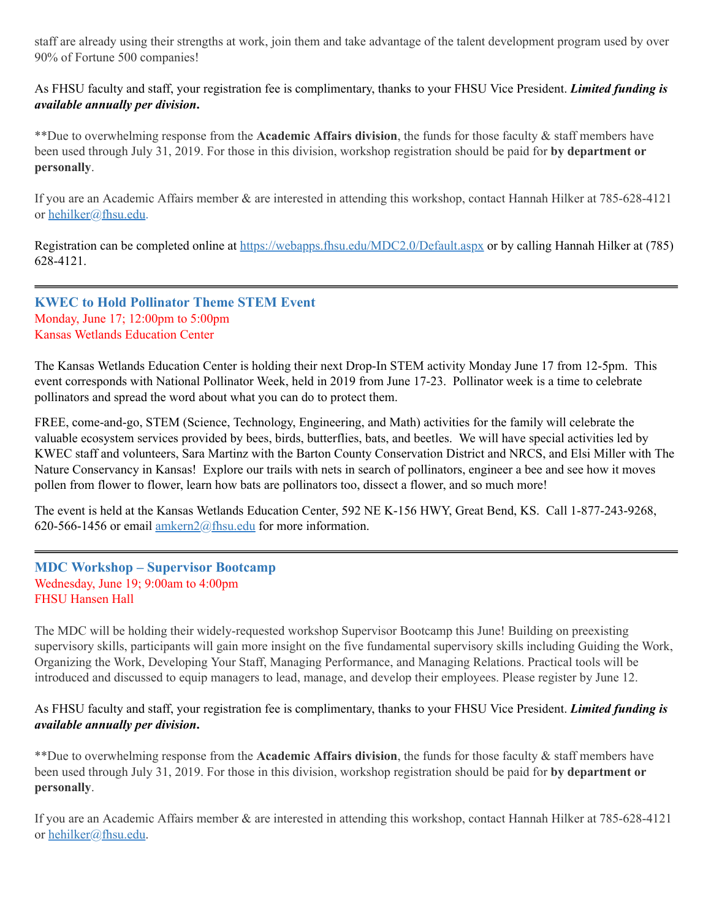staff are already using their strengths at work, join them and take advantage of the talent development program used by over 90% of Fortune 500 companies!

As FHSU faculty and staff, your registration fee is complimentary, thanks to your FHSU Vice President. ***Limited funding is available annually per division*.**

**Due to overwhelming response from the **Academic Affairs division**, the funds for those faculty & staff members have been used through July 31, 2019. For those in this division, workshop registration should be paid for **by department or personally**.

If you are an Academic Affairs member & are interested in attending this workshop, contact Hannah Hilker at 785-628-4121 or [hehilker@fhsu.edu](mailto:hehilker@fhsu.edu).

Registration can be completed online at [https://webapps.fhsu.edu/MDC2.0/Default.aspx](https://webapps.fhsu.edu/MDC2.0/Default.aspx) or by calling Hannah Hilker at (785) 628-4121.

---

### KWEC to Hold Pollinator Theme STEM Event

Monday, June 17; 12:00pm to 5:00pm
Kansas Wetlands Education Center

The Kansas Wetlands Education Center is holding their next Drop-In STEM activity Monday June 17 from 12-5pm. This event corresponds with National Pollinator Week, held in 2019 from June 17-23. Pollinator week is a time to celebrate pollinators and spread the word about what you can do to protect them.

FREE, come-and-go, STEM (Science, Technology, Engineering, and Math) activities for the family will celebrate the valuable ecosystem services provided by bees, birds, butterflies, bats, and beetles. We will have special activities led by KWEC staff and volunteers, Sara Martinz with the Barton County Conservation District and NRCS, and Elsi Miller with The Nature Conservancy in Kansas! Explore our trails with nets in search of pollinators, engineer a bee and see how it moves pollen from flower to flower, learn how bats are pollinators too, dissect a flower, and so much more!

The event is held at the Kansas Wetlands Education Center, 592 NE K-156 HWY, Great Bend, KS. Call 1-877-243-9268, 620-566-1456 or email [amkern2@fhsu.edu](mailto:amkern2@fhsu.edu) for more information.

---

### MDC Workshop – Supervisor Bootcamp

Wednesday, June 19; 9:00am to 4:00pm
FHSU Hansen Hall

The MDC will be holding their widely-requested workshop Supervisor Bootcamp this June! Building on preexisting supervisory skills, participants will gain more insight on the five fundamental supervisory skills including Guiding the Work, Organizing the Work, Developing Your Staff, Managing Performance, and Managing Relations. Practical tools will be introduced and discussed to equip managers to lead, manage, and develop their employees. Please register by June 12.

As FHSU faculty and staff, your registration fee is complimentary, thanks to your FHSU Vice President. ***Limited funding is available annually per division*.**

**Due to overwhelming response from the **Academic Affairs division**, the funds for those faculty & staff members have been used through July 31, 2019. For those in this division, workshop registration should be paid for **by department or personally**.

If you are an Academic Affairs member & are interested in attending this workshop, contact Hannah Hilker at 785-628-4121 or [hehilker@fhsu.edu](mailto:hehilker@fhsu.edu).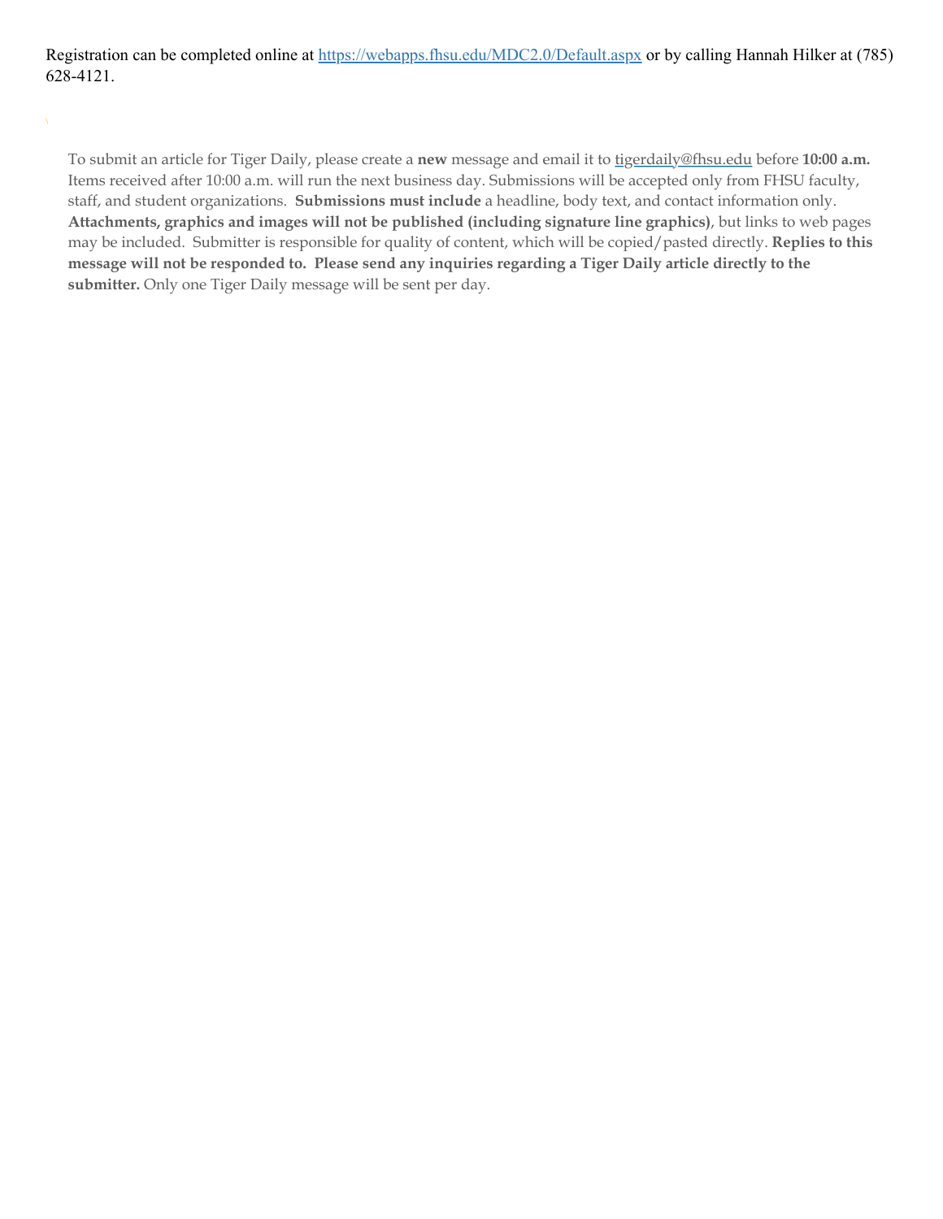Registration can be completed online at https://webapps.fhsu.edu/MDC2.0/Default.aspx or by calling Hannah Hilker at (785) 628-4121.

To submit an article for Tiger Daily, please create a **new** message and email it to tigerdaily@fhsu.edu before **10:00 a.m.** Items received after 10:00 a.m. will run the next business day. Submissions will be accepted only from FHSU faculty, staff, and student organizations. **Submissions must include** a headline, body text, and contact information only. **Attachments, graphics and images will not be published (including signature line graphics)**, but links to web pages may be included. Submitter is responsible for quality of content, which will be copied/pasted directly. **Replies to this message will not be responded to. Please send any inquiries regarding a Tiger Daily article directly to the submitter.** Only one Tiger Daily message will be sent per day.